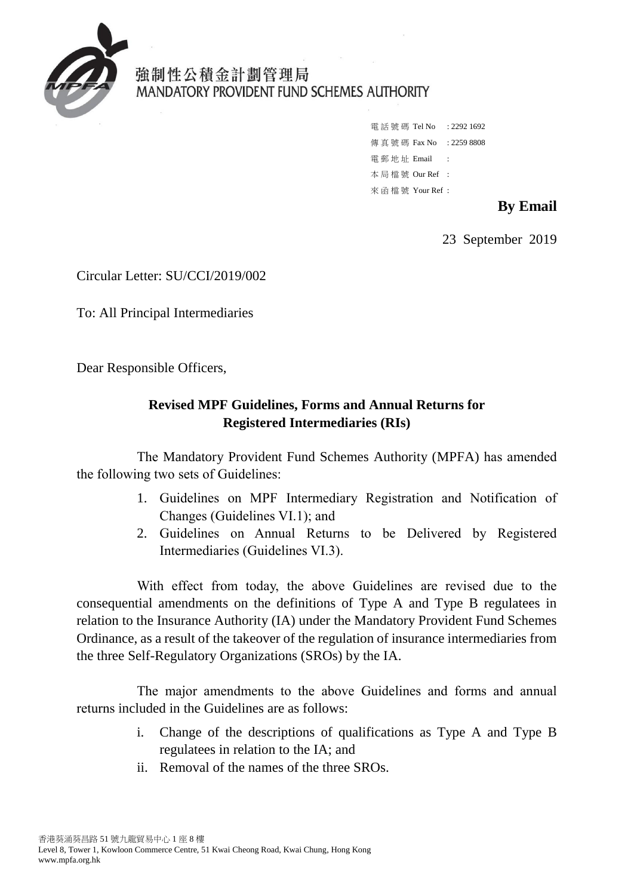強制性公積金計劃管理局
MANDATORY PROVIDENT FUND SCHEMES AUTHORITY

電話號碼 Tel No : 2292 1692
傳真號碼 Fax No : 2259 8808
電郵地址 Email :
本局檔號 Our Ref :
來函檔號 Your Ref :

**By Email**

23 September 2019

Circular Letter: SU/CCI/2019/002

To: All Principal Intermediaries

Dear Responsible Officers,

**Revised MPF Guidelines, Forms and Annual Returns for Registered Intermediaries (RIs)**

The Mandatory Provident Fund Schemes Authority (MPFA) has amended the following two sets of Guidelines:

1. Guidelines on MPF Intermediary Registration and Notification of Changes (Guidelines VI.1); and
2. Guidelines on Annual Returns to be Delivered by Registered Intermediaries (Guidelines VI.3).

With effect from today, the above Guidelines are revised due to the consequential amendments on the definitions of Type A and Type B regulatees in relation to the Insurance Authority (IA) under the Mandatory Provident Fund Schemes Ordinance, as a result of the takeover of the regulation of insurance intermediaries from the three Self-Regulatory Organizations (SROs) by the IA.

The major amendments to the above Guidelines and forms and annual returns included in the Guidelines are as follows:

i. Change of the descriptions of qualifications as Type A and Type B regulatees in relation to the IA; and
ii. Removal of the names of the three SROs.

香港葵涌葵昌路 51 號九龍貿易中心 1 座 8 樓
Level 8, Tower 1, Kowloon Commerce Centre, 51 Kwai Cheong Road, Kwai Chung, Hong Kong
www.mpfa.org.hk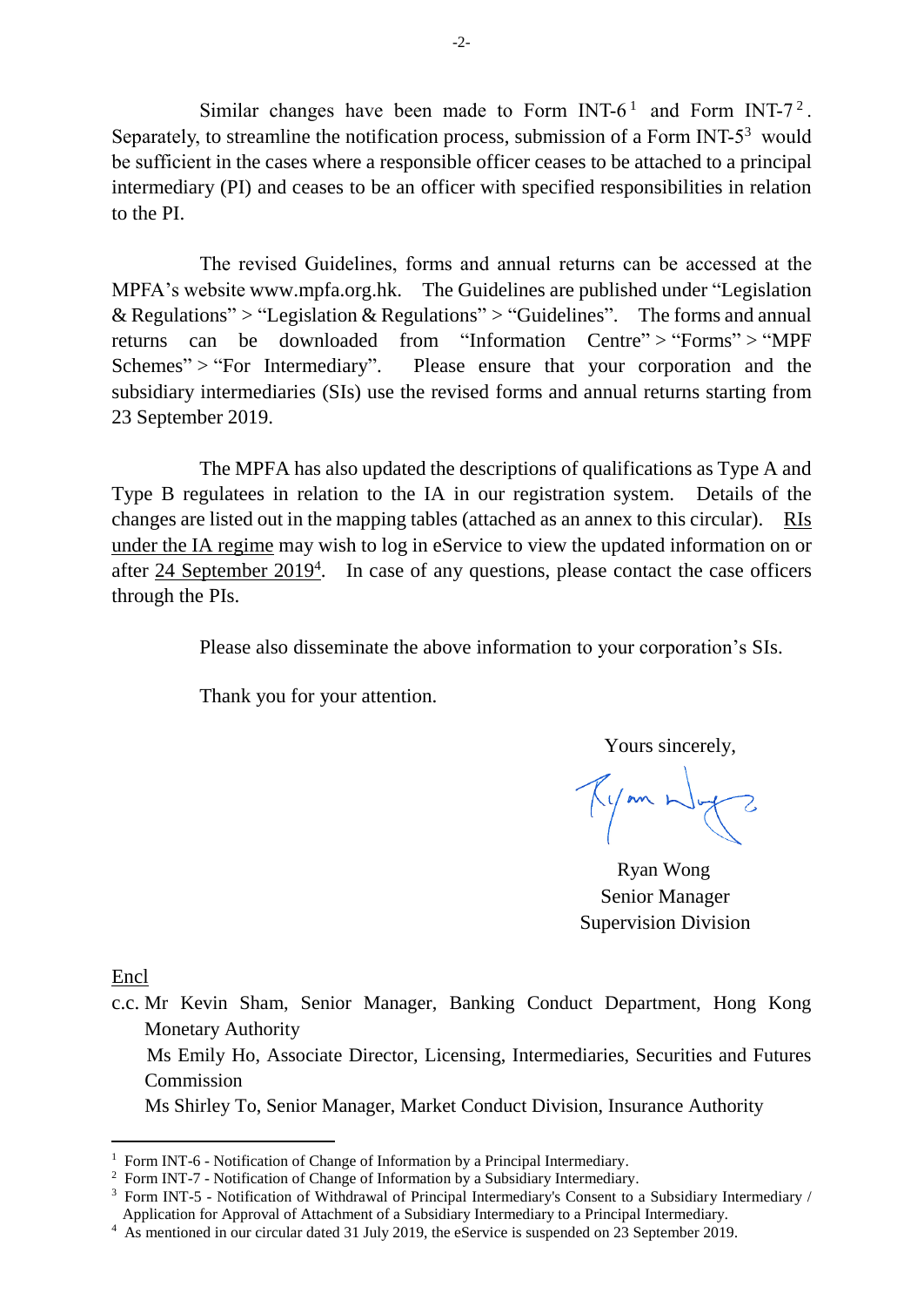Similar changes have been made to Form INT-6[1] and Form INT-7[2]. Separately, to streamline the notification process, submission of a Form INT-5[3] would be sufficient in the cases where a responsible officer ceases to be attached to a principal intermediary (PI) and ceases to be an officer with specified responsibilities in relation to the PI.

The revised Guidelines, forms and annual returns can be accessed at the MPFA's website www.mpfa.org.hk. The Guidelines are published under "Legislation & Regulations" > "Legislation & Regulations" > "Guidelines". The forms and annual returns can be downloaded from "Information Centre" > "Forms" > "MPF Schemes" > "For Intermediary". Please ensure that your corporation and the subsidiary intermediaries (SIs) use the revised forms and annual returns starting from 23 September 2019.

The MPFA has also updated the descriptions of qualifications as Type A and Type B regulatees in relation to the IA in our registration system. Details of the changes are listed out in the mapping tables (attached as an annex to this circular). RIs under the IA regime may wish to log in eService to view the updated information on or after 24 September 2019[4]. In case of any questions, please contact the case officers through the PIs.

Please also disseminate the above information to your corporation's SIs.

Thank you for your attention.

Yours sincerely,

Ryan Wong
Senior Manager
Supervision Division

Encl

c.c. Mr Kevin Sham, Senior Manager, Banking Conduct Department, Hong Kong Monetary Authority
Ms Emily Ho, Associate Director, Licensing, Intermediaries, Securities and Futures Commission
Ms Shirley To, Senior Manager, Market Conduct Division, Insurance Authority

---

[1] Form INT-6 - Notification of Change of Information by a Principal Intermediary.

[2] Form INT-7 - Notification of Change of Information by a Subsidiary Intermediary.

[3] Form INT-5 - Notification of Withdrawal of Principal Intermediary's Consent to a Subsidiary Intermediary / Application for Approval of Attachment of a Subsidiary Intermediary to a Principal Intermediary.

[4] As mentioned in our circular dated 31 July 2019, the eService is suspended on 23 September 2019.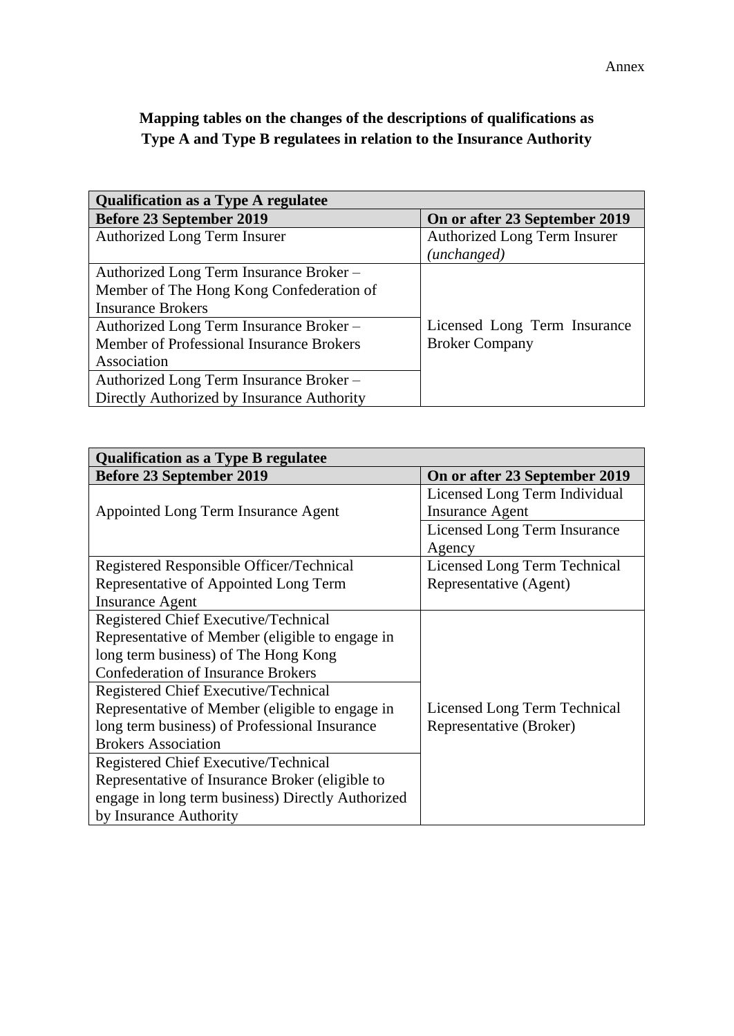Annex

**Mapping tables on the changes of the descriptions of qualifications as Type A and Type B regulatees in relation to the Insurance Authority**

| **Qualification as a Type A regulatee** | |
|---|---|
| **Before 23 September 2019** | **On or after 23 September 2019** |
| Authorized Long Term Insurer | Authorized Long Term Insurer *(unchanged)* |
| Authorized Long Term Insurance Broker – Member of The Hong Kong Confederation of Insurance Brokers | Licensed Long Term Insurance Broker Company |
| Authorized Long Term Insurance Broker – Member of Professional Insurance Brokers Association | |
| Authorized Long Term Insurance Broker – Directly Authorized by Insurance Authority | |

| **Qualification as a Type B regulatee** | |
|---|---|
| **Before 23 September 2019** | **On or after 23 September 2019** |
| Appointed Long Term Insurance Agent | Licensed Long Term Individual Insurance Agent |
| | Licensed Long Term Insurance Agency |
| Registered Responsible Officer/Technical Representative of Appointed Long Term Insurance Agent | Licensed Long Term Technical Representative (Agent) |
| Registered Chief Executive/Technical Representative of Member (eligible to engage in long term business) of The Hong Kong Confederation of Insurance Brokers | Licensed Long Term Technical Representative (Broker) |
| Registered Chief Executive/Technical Representative of Member (eligible to engage in long term business) of Professional Insurance Brokers Association | |
| Registered Chief Executive/Technical Representative of Insurance Broker (eligible to engage in long term business) Directly Authorized by Insurance Authority | |